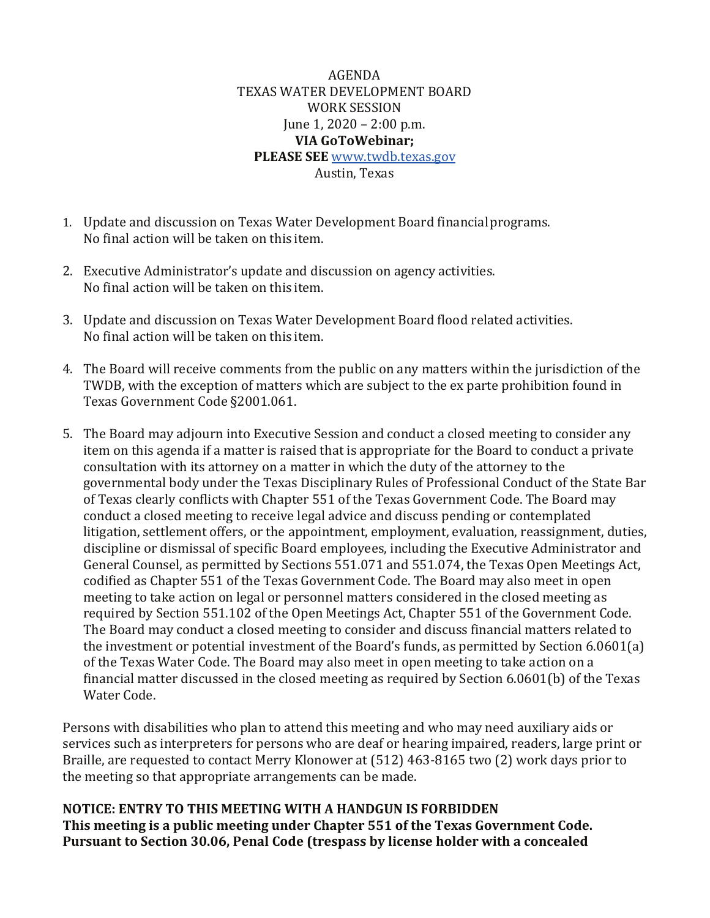AGENDA
TEXAS WATER DEVELOPMENT BOARD
WORK SESSION
June 1, 2020 – 2:00 p.m.
**VIA GoToWebinar;**
**PLEASE SEE** [www.twdb.texas.gov](http://www.twdb.texas.gov)
Austin, Texas

1. Update and discussion on Texas Water Development Board financial programs.
   No final action will be taken on this item.

2. Executive Administrator's update and discussion on agency activities.
   No final action will be taken on this item.

3. Update and discussion on Texas Water Development Board flood related activities.
   No final action will be taken on this item.

4. The Board will receive comments from the public on any matters within the jurisdiction of the TWDB, with the exception of matters which are subject to the ex parte prohibition found in Texas Government Code §2001.061.

5. The Board may adjourn into Executive Session and conduct a closed meeting to consider any item on this agenda if a matter is raised that is appropriate for the Board to conduct a private consultation with its attorney on a matter in which the duty of the attorney to the governmental body under the Texas Disciplinary Rules of Professional Conduct of the State Bar of Texas clearly conflicts with Chapter 551 of the Texas Government Code. The Board may conduct a closed meeting to receive legal advice and discuss pending or contemplated litigation, settlement offers, or the appointment, employment, evaluation, reassignment, duties, discipline or dismissal of specific Board employees, including the Executive Administrator and General Counsel, as permitted by Sections 551.071 and 551.074, the Texas Open Meetings Act, codified as Chapter 551 of the Texas Government Code. The Board may also meet in open meeting to take action on legal or personnel matters considered in the closed meeting as required by Section 551.102 of the Open Meetings Act, Chapter 551 of the Government Code. The Board may conduct a closed meeting to consider and discuss financial matters related to the investment or potential investment of the Board's funds, as permitted by Section 6.0601(a) of the Texas Water Code. The Board may also meet in open meeting to take action on a financial matter discussed in the closed meeting as required by Section 6.0601(b) of the Texas Water Code.

Persons with disabilities who plan to attend this meeting and who may need auxiliary aids or services such as interpreters for persons who are deaf or hearing impaired, readers, large print or Braille, are requested to contact Merry Klonower at (512) 463-8165 two (2) work days prior to the meeting so that appropriate arrangements can be made.

**NOTICE: ENTRY TO THIS MEETING WITH A HANDGUN IS FORBIDDEN**
**This meeting is a public meeting under Chapter 551 of the Texas Government Code. Pursuant to Section 30.06, Penal Code (trespass by license holder with a concealed**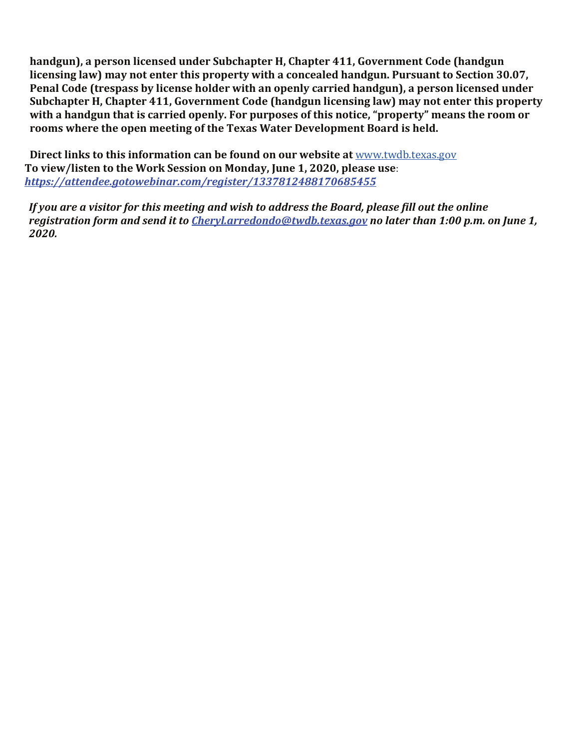**handgun), a person licensed under Subchapter H, Chapter 411, Government Code (handgun licensing law) may not enter this property with a concealed handgun. Pursuant to Section 30.07, Penal Code (trespass by license holder with an openly carried handgun), a person licensed under Subchapter H, Chapter 411, Government Code (handgun licensing law) may not enter this property with a handgun that is carried openly. For purposes of this notice, "property" means the room or rooms where the open meeting of the Texas Water Development Board is held.**

**Direct links to this information can be found on our website at** www.twdb.texas.gov
**To view/listen to the Work Session on Monday, June 1, 2020, please use**:
***https://attendee.gotowebinar.com/register/1337812488170685455***

***If you are a visitor for this meeting and wish to address the Board, please fill out the online registration form and send it to Cheryl.arredondo@twdb.texas.gov no later than 1:00 p.m. on June 1, 2020.***